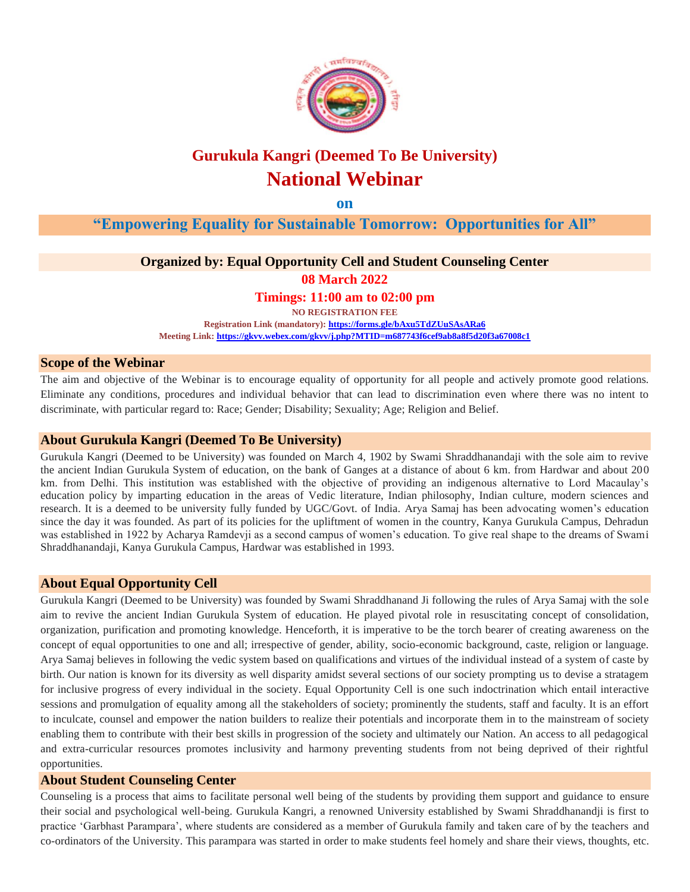# Gurukula Kangri (Deemed To Be University)

# National Webinar

**on**

## "Empowering Equality for Sustainable Tomorrow: Opportunities for All"

**Organized by: Equal Opportunity Cell and Student Counseling Center**

**08 March 2022**

**Timings: 11:00 am to 02:00 pm**

**NO REGISTRATION FEE**

**Registration Link (mandatory):** https://forms.gle/bAxu5TdZUuSAsARa6

**Meeting Link:** https://gkvv.webex.com/gkvv/j.php?MTID=m687743f6cef9ab8a8f5d20f3a67008c1

## Scope of the Webinar

The aim and objective of the Webinar is to encourage equality of opportunity for all people and actively promote good relations. Eliminate any conditions, procedures and individual behavior that can lead to discrimination even where there was no intent to discriminate, with particular regard to: Race; Gender; Disability; Sexuality; Age; Religion and Belief.

## About Gurukula Kangri (Deemed To Be University)

Gurukula Kangri (Deemed to be University) was founded on March 4, 1902 by Swami Shraddhanandaji with the sole aim to revive the ancient Indian Gurukula System of education, on the bank of Ganges at a distance of about 6 km. from Hardwar and about 200 km. from Delhi. This institution was established with the objective of providing an indigenous alternative to Lord Macaulay's education policy by imparting education in the areas of Vedic literature, Indian philosophy, Indian culture, modern sciences and research. It is a deemed to be university fully funded by UGC/Govt. of India. Arya Samaj has been advocating women's education since the day it was founded. As part of its policies for the upliftment of women in the country, Kanya Gurukula Campus, Dehradun was established in 1922 by Acharya Ramdevji as a second campus of women's education. To give real shape to the dreams of Swami Shraddhanandaji, Kanya Gurukula Campus, Hardwar was established in 1993.

## About Equal Opportunity Cell

Gurukula Kangri (Deemed to be University) was founded by Swami Shraddhanand Ji following the rules of Arya Samaj with the sole aim to revive the ancient Indian Gurukula System of education. He played pivotal role in resuscitating concept of consolidation, organization, purification and promoting knowledge. Henceforth, it is imperative to be the torch bearer of creating awareness on the concept of equal opportunities to one and all; irrespective of gender, ability, socio-economic background, caste, religion or language. Arya Samaj believes in following the vedic system based on qualifications and virtues of the individual instead of a system of caste by birth. Our nation is known for its diversity as well disparity amidst several sections of our society prompting us to devise a stratagem for inclusive progress of every individual in the society. Equal Opportunity Cell is one such indoctrination which entail interactive sessions and promulgation of equality among all the stakeholders of society; prominently the students, staff and faculty. It is an effort to inculcate, counsel and empower the nation builders to realize their potentials and incorporate them in to the mainstream of society enabling them to contribute with their best skills in progression of the society and ultimately our Nation. An access to all pedagogical and extra-curricular resources promotes inclusivity and harmony preventing students from not being deprived of their rightful opportunities.

## About Student Counseling Center

Counseling is a process that aims to facilitate personal well being of the students by providing them support and guidance to ensure their social and psychological well-being. Gurukula Kangri, a renowned University established by Swami Shraddhanandji is first to practice 'Garbhast Parampara', where students are considered as a member of Gurukula family and taken care of by the teachers and co-ordinators of the University. This parampara was started in order to make students feel homely and share their views, thoughts, etc.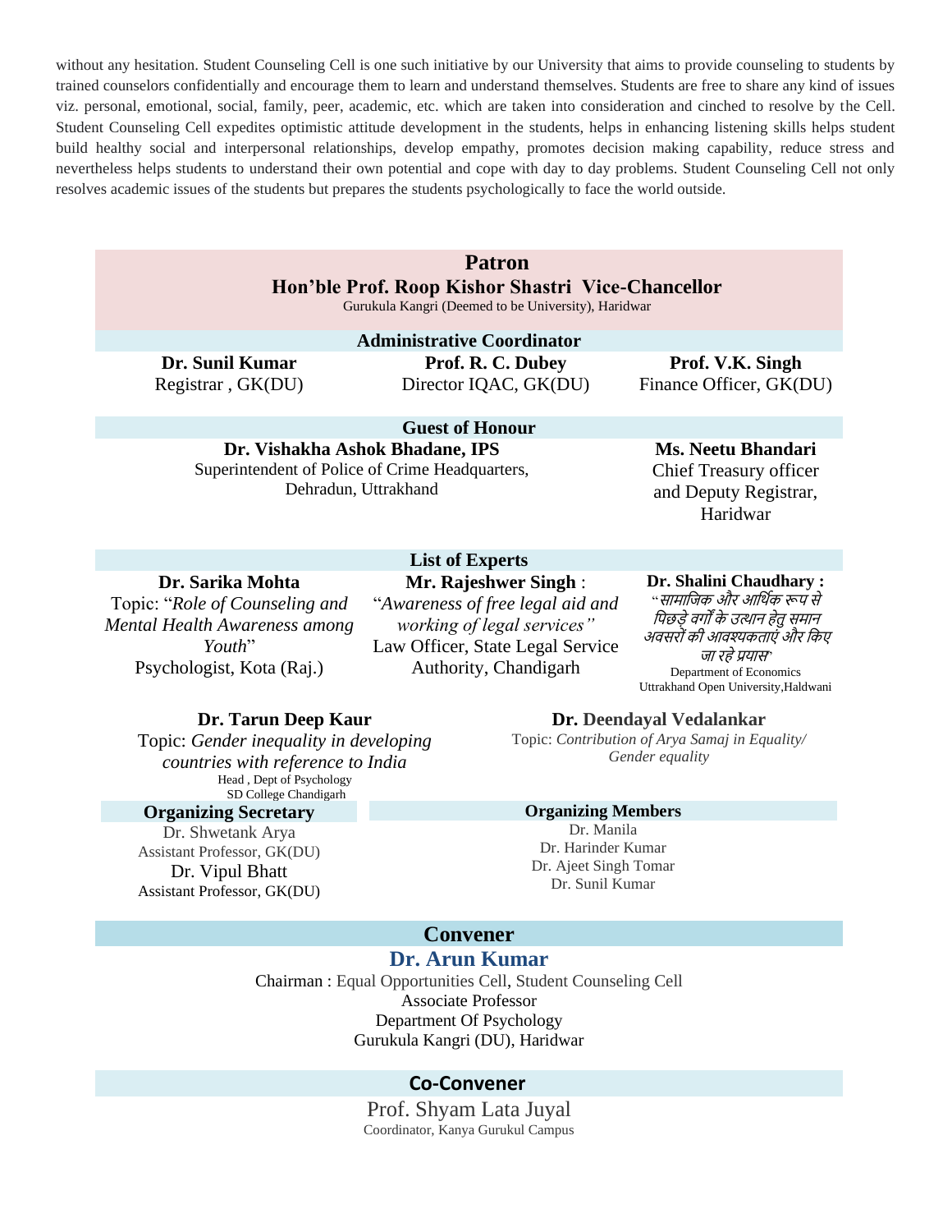without any hesitation. Student Counseling Cell is one such initiative by our University that aims to provide counseling to students by trained counselors confidentially and encourage them to learn and understand themselves. Students are free to share any kind of issues viz. personal, emotional, social, family, peer, academic, etc. which are taken into consideration and cinched to resolve by the Cell. Student Counseling Cell expedites optimistic attitude development in the students, helps in enhancing listening skills helps student build healthy social and interpersonal relationships, develop empathy, promotes decision making capability, reduce stress and nevertheless helps students to understand their own potential and cope with day to day problems. Student Counseling Cell not only resolves academic issues of the students but prepares the students psychologically to face the world outside.

## Patron

**Hon'ble Prof. Roop Kishor Shastri Vice-Chancellor**
Gurukula Kangri (Deemed to be University), Haridwar

### Administrative Coordinator

**Dr. Sunil Kumar**
Registrar , GK(DU)

**Prof. R. C. Dubey**
Director IQAC, GK(DU)

**Prof. V.K. Singh**
Finance Officer, GK(DU)

### Guest of Honour

**Dr. Vishakha Ashok Bhadane, IPS**
Superintendent of Police of Crime Headquarters, Dehradun, Uttrakhand

**Ms. Neetu Bhandari**
Chief Treasury officer and Deputy Registrar, Haridwar

### List of Experts

**Dr. Sarika Mohta**
Topic: "*Role of Counseling and Mental Health Awareness among Youth*"
Psychologist, Kota (Raj.)

**Mr. Rajeshwer Singh** :
"*Awareness of free legal aid and working of legal services"*
Law Officer, State Legal Service Authority, Chandigarh

**Dr. Shalini Chaudhary :**
"*सामाजिक और आर्थिक रूप से पिछड़े वर्गों के उत्थान हेतु समान अवसरों की आवश्यकताएं और किए जा रहे प्रयास*"
Department of Economics
Uttrakhand Open University,Haldwani

**Dr. Tarun Deep Kaur**
Topic: *Gender inequality in developing countries with reference to India*
Head , Dept of Psychology
SD College Chandigarh

**Dr. Deendayal Vedalankar**
Topic: *Contribution of Arya Samaj in Equality/ Gender equality*

### Organizing Secretary

Dr. Shwetank Arya
Assistant Professor, GK(DU)
Dr. Vipul Bhatt
Assistant Professor, GK(DU)

### Organizing Members

Dr. Manila
Dr. Harinder Kumar
Dr. Ajeet Singh Tomar
Dr. Sunil Kumar

## Convener

**Dr. Arun Kumar**
Chairman : Equal Opportunities Cell, Student Counseling Cell
Associate Professor
Department Of Psychology
Gurukula Kangri (DU), Haridwar

## Co-Convener

Prof. Shyam Lata Juyal
Coordinator, Kanya Gurukul Campus